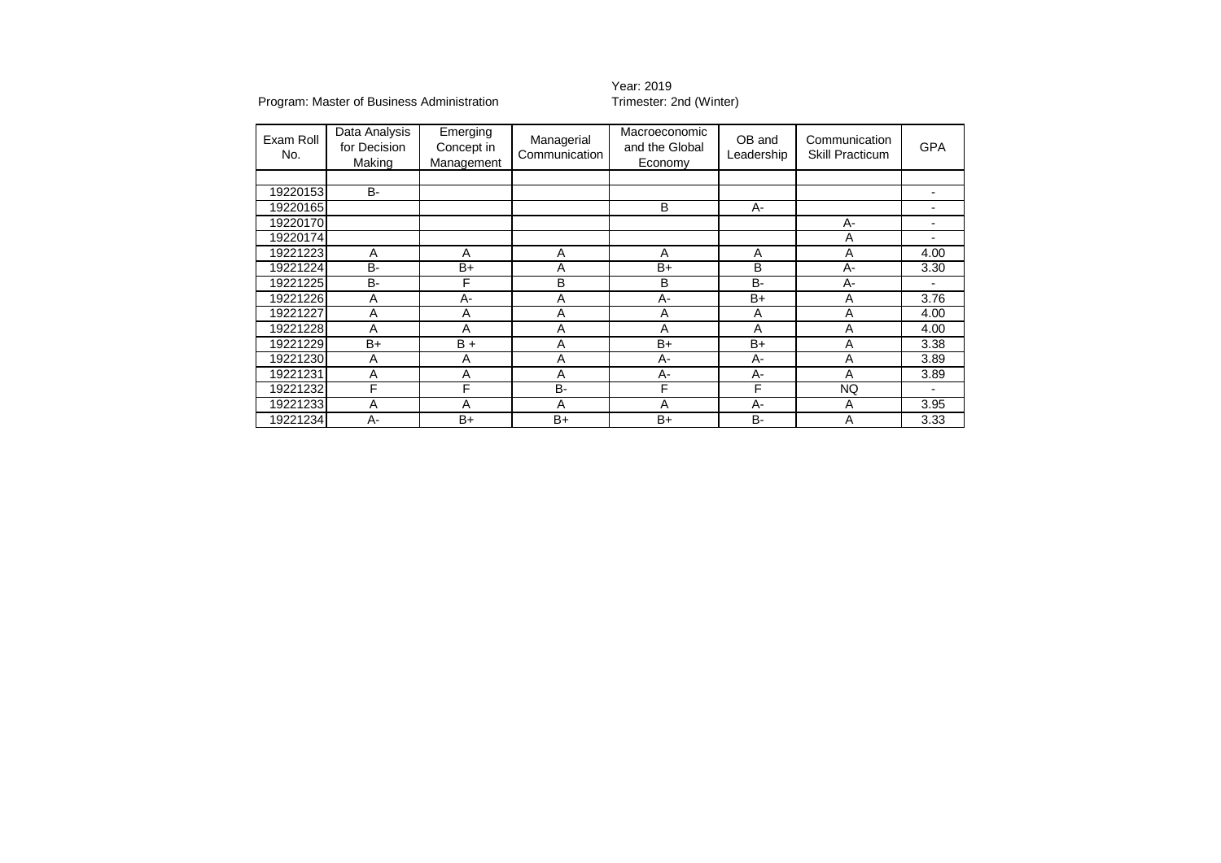Program: Master of Business Administration

Year: 2019
Trimester: 2nd (Winter)

| Exam Roll No. | Data Analysis for Decision Making | Emerging Concept in Management | Managerial Communication | Macroeconomic and the Global Economy | OB and Leadership | Communication Skill Practicum | GPA |
|---|---|---|---|---|---|---|---|
| | | | | | | | |
| 19220153 | B- | | | | | | - |
| 19220165 | | | | B | A- | | - |
| 19220170 | | | | | | A- | - |
| 19220174 | | | | | | A | - |
| 19221223 | A | A | A | A | A | A | 4.00 |
| 19221224 | B- | B+ | A | B+ | B | A- | 3.30 |
| 19221225 | B- | F | B | B | B- | A- | - |
| 19221226 | A | A- | A | A- | B+ | A | 3.76 |
| 19221227 | A | A | A | A | A | A | 4.00 |
| 19221228 | A | A | A | A | A | A | 4.00 |
| 19221229 | B+ | B + | A | B+ | B+ | A | 3.38 |
| 19221230 | A | A | A | A- | A- | A | 3.89 |
| 19221231 | A | A | A | A- | A- | A | 3.89 |
| 19221232 | F | F | B- | F | F | NQ | - |
| 19221233 | A | A | A | A | A- | A | 3.95 |
| 19221234 | A- | B+ | B+ | B+ | B- | A | 3.33 |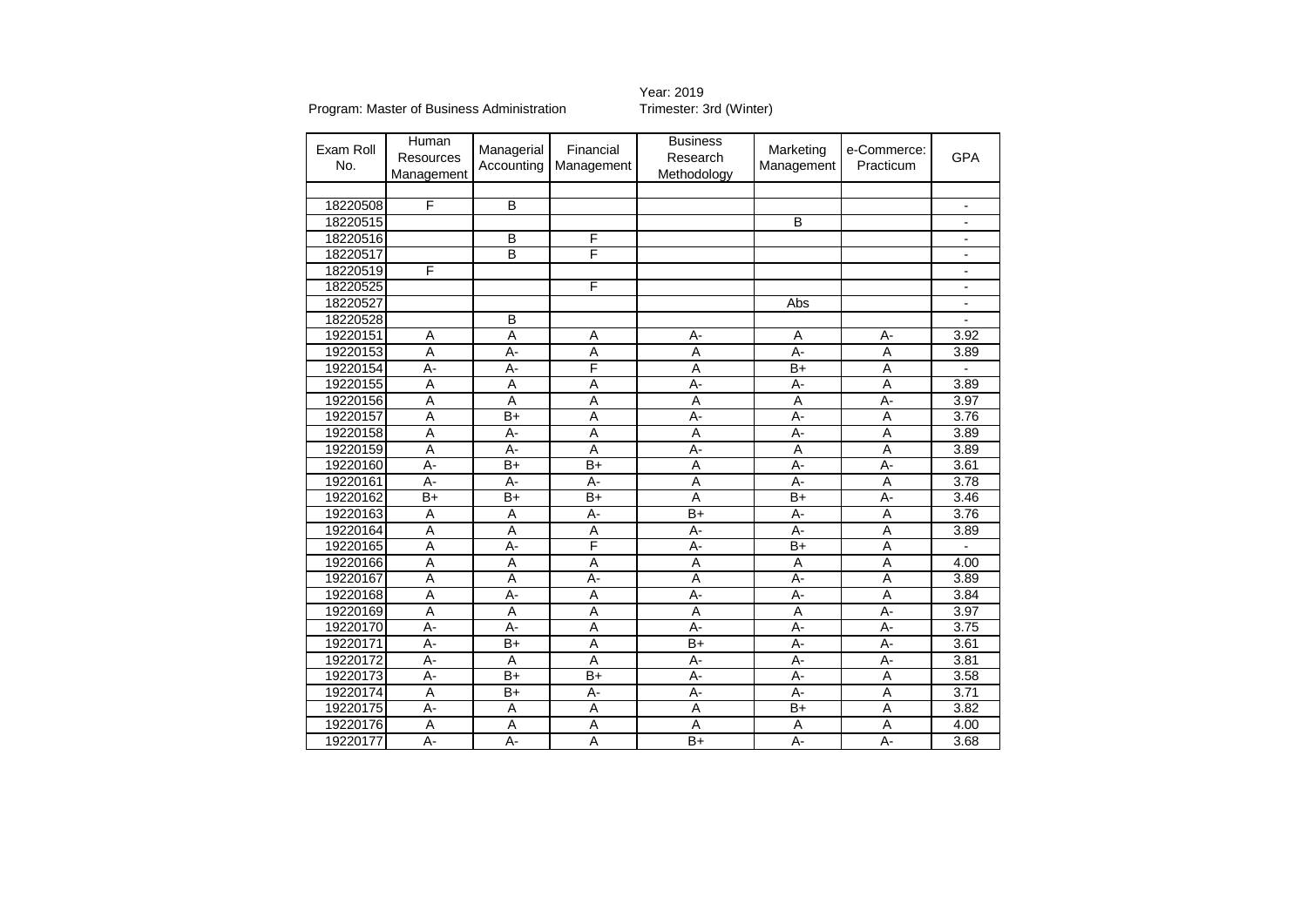Program: Master of Business Administration

Year: 2019
Trimester: 3rd (Winter)

| Exam Roll No. | Human Resources Management | Managerial Accounting | Financial Management | Business Research Methodology | Marketing Management | e-Commerce: Practicum | GPA |
|---|---|---|---|---|---|---|---|
| | | | | | | | |
| 18220508 | F | B | | | | | - |
| 18220515 | | | | | B | | - |
| 18220516 | | B | F | | | | - |
| 18220517 | | B | F | | | | - |
| 18220519 | F | | | | | | - |
| 18220525 | | | F | | | | - |
| 18220527 | | | | | Abs | | - |
| 18220528 | | B | | | | | - |
| 19220151 | A | A | A | A- | A | A- | 3.92 |
| 19220153 | A | A- | A | A | A- | A | 3.89 |
| 19220154 | A- | A- | F | A | B+ | A | - |
| 19220155 | A | A | A | A- | A- | A | 3.89 |
| 19220156 | A | A | A | A | A | A- | 3.97 |
| 19220157 | A | B+ | A | A- | A- | A | 3.76 |
| 19220158 | A | A- | A | A | A- | A | 3.89 |
| 19220159 | A | A- | A | A- | A | A | 3.89 |
| 19220160 | A- | B+ | B+ | A | A- | A- | 3.61 |
| 19220161 | A- | A- | A- | A | A- | A | 3.78 |
| 19220162 | B+ | B+ | B+ | A | B+ | A- | 3.46 |
| 19220163 | A | A | A- | B+ | A- | A | 3.76 |
| 19220164 | A | A | A | A- | A- | A | 3.89 |
| 19220165 | A | A- | F | A- | B+ | A | - |
| 19220166 | A | A | A | A | A | A | 4.00 |
| 19220167 | A | A | A- | A | A- | A | 3.89 |
| 19220168 | A | A- | A | A- | A- | A | 3.84 |
| 19220169 | A | A | A | A | A | A- | 3.97 |
| 19220170 | A- | A- | A | A- | A- | A- | 3.75 |
| 19220171 | A- | B+ | A | B+ | A- | A- | 3.61 |
| 19220172 | A- | A | A | A- | A- | A- | 3.81 |
| 19220173 | A- | B+ | B+ | A- | A- | A | 3.58 |
| 19220174 | A | B+ | A- | A- | A- | A | 3.71 |
| 19220175 | A- | A | A | A | B+ | A | 3.82 |
| 19220176 | A | A | A | A | A | A | 4.00 |
| 19220177 | A- | A- | A | B+ | A- | A- | 3.68 |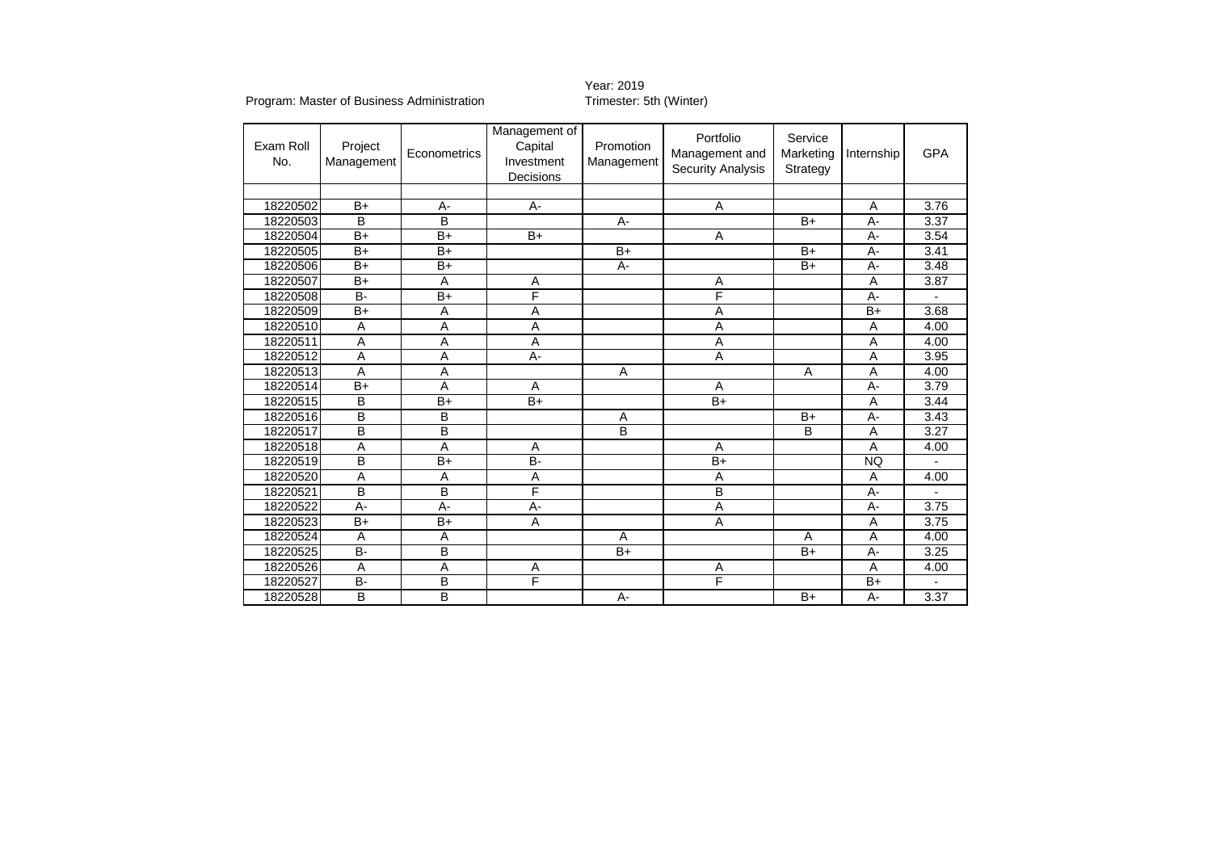Program: Master of Business Administration

Year: 2019
Trimester: 5th (Winter)

| Exam Roll No. | Project Management | Econometrics | Management of Capital Investment Decisions | Promotion Management | Portfolio Management and Security Analysis | Service Marketing Strategy | Internship | GPA |
|---|---|---|---|---|---|---|---|---|
| | | | | | | | | |
| 18220502 | B+ | A- | A- | | A | | A | 3.76 |
| 18220503 | B | B | | A- | | B+ | A- | 3.37 |
| 18220504 | B+ | B+ | B+ | | A | | A- | 3.54 |
| 18220505 | B+ | B+ | | B+ | | B+ | A- | 3.41 |
| 18220506 | B+ | B+ | | A- | | B+ | A- | 3.48 |
| 18220507 | B+ | A | A | | A | | A | 3.87 |
| 18220508 | B- | B+ | F | | F | | A- | - |
| 18220509 | B+ | A | A | | A | | B+ | 3.68 |
| 18220510 | A | A | A | | A | | A | 4.00 |
| 18220511 | A | A | A | | A | | A | 4.00 |
| 18220512 | A | A | A- | | A | | A | 3.95 |
| 18220513 | A | A | | A | | A | A | 4.00 |
| 18220514 | B+ | A | A | | A | | A- | 3.79 |
| 18220515 | B | B+ | B+ | | B+ | | A | 3.44 |
| 18220516 | B | B | | A | | B+ | A- | 3.43 |
| 18220517 | B | B | | B | | B | A | 3.27 |
| 18220518 | A | A | A | | A | | A | 4.00 |
| 18220519 | B | B+ | B- | | B+ | | NQ | - |
| 18220520 | A | A | A | | A | | A | 4.00 |
| 18220521 | B | B | F | | B | | A- | - |
| 18220522 | A- | A- | A- | | A | | A- | 3.75 |
| 18220523 | B+ | B+ | A | | A | | A | 3.75 |
| 18220524 | A | A | | A | | A | A | 4.00 |
| 18220525 | B- | B | | B+ | | B+ | A- | 3.25 |
| 18220526 | A | A | A | | A | | A | 4.00 |
| 18220527 | B- | B | F | | F | | B+ | - |
| 18220528 | B | B | | A- | | B+ | A- | 3.37 |